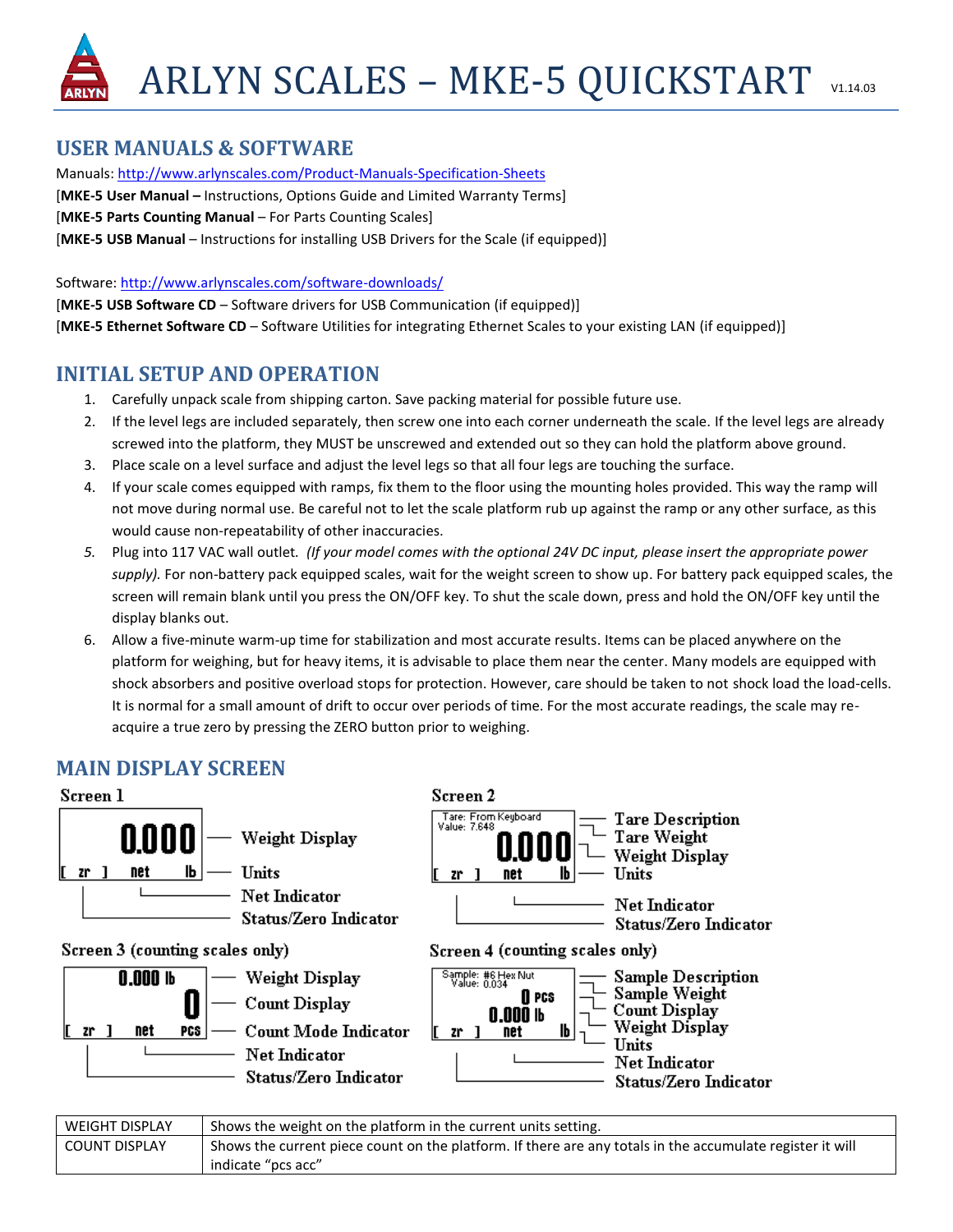# ARLYN SCALES – MKE-5 QUICKSTART

V1.14.03

## USER MANUALS & SOFTWARE

Manuals: http://www.arlynscales.com/Product-Manuals-Specification-Sheets

[**MKE-5 User Manual –** Instructions, Options Guide and Limited Warranty Terms]

[**MKE-5 Parts Counting Manual** – For Parts Counting Scales]

[**MKE-5 USB Manual** – Instructions for installing USB Drivers for the Scale (if equipped)]

Software: http://www.arlynscales.com/software-downloads/

[**MKE-5 USB Software CD** – Software drivers for USB Communication (if equipped)]

[**MKE-5 Ethernet Software CD** – Software Utilities for integrating Ethernet Scales to your existing LAN (if equipped)]

## INITIAL SETUP AND OPERATION

1. Carefully unpack scale from shipping carton. Save packing material for possible future use.
2. If the level legs are included separately, then screw one into each corner underneath the scale. If the level legs are already screwed into the platform, they MUST be unscrewed and extended out so they can hold the platform above ground.
3. Place scale on a level surface and adjust the level legs so that all four legs are touching the surface.
4. If your scale comes equipped with ramps, fix them to the floor using the mounting holes provided. This way the ramp will not move during normal use. Be careful not to let the scale platform rub up against the ramp or any other surface, as this would cause non-repeatability of other inaccuracies.
5. Plug into 117 VAC wall outlet. *(If your model comes with the optional 24V DC input, please insert the appropriate power supply).* For non-battery pack equipped scales, wait for the weight screen to show up. For battery pack equipped scales, the screen will remain blank until you press the ON/OFF key. To shut the scale down, press and hold the ON/OFF key until the display blanks out.
6. Allow a five-minute warm-up time for stabilization and most accurate results. Items can be placed anywhere on the platform for weighing, but for heavy items, it is advisable to place them near the center. Many models are equipped with shock absorbers and positive overload stops for protection. However, care should be taken to not shock load the load-cells. It is normal for a small amount of drift to occur over periods of time. For the most accurate readings, the scale may re-acquire a true zero by pressing the ZERO button prior to weighing.

## MAIN DISPLAY SCREEN

**Screen 1**

Display: 0.000 — [ zr ] net lb

- Weight Display
- Units
- Net Indicator
- Status/Zero Indicator

**Screen 2**

Display: Tare: From Keyboard / Value: 7.648 — 0.000 — [ zr ] net lb

- Tare Description
- Tare Weight
- Weight Display
- Units
- Net Indicator
- Status/Zero Indicator

**Screen 3 (counting scales only)**

Display: 0.000 lb — 0 — [ zr ] net PCS

- Weight Display
- Count Display
- Count Mode Indicator
- Net Indicator
- Status/Zero Indicator

**Screen 4 (counting scales only)**

Display: Sample: #6 Hex Nut / Value: 0.034 — 0 PCS — 0.000 lb — [ zr ] net lb

- Sample Description
- Sample Weight
- Count Display
- Weight Display
- Units
- Net Indicator
- Status/Zero Indicator

| WEIGHT DISPLAY | Shows the weight on the platform in the current units setting. |
|---|---|
| COUNT DISPLAY | Shows the current piece count on the platform. If there are any totals in the accumulate register it will indicate "pcs acc" |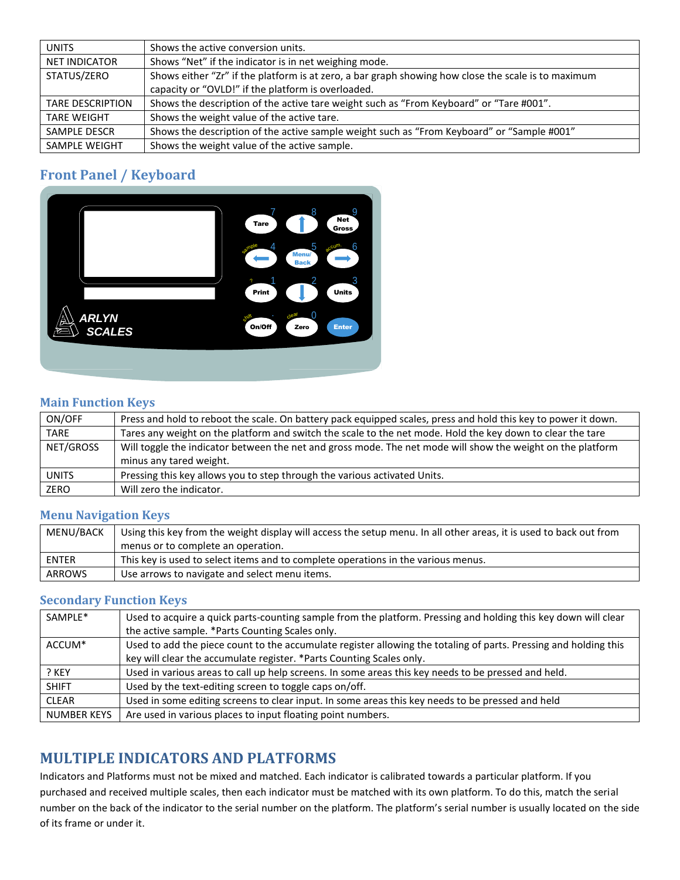| | |
|---|---|
| UNITS | Shows the active conversion units. |
| NET INDICATOR | Shows "Net" if the indicator is in net weighing mode. |
| STATUS/ZERO | Shows either "Zr" if the platform is at zero, a bar graph showing how close the scale is to maximum capacity or "OVLD!" if the platform is overloaded. |
| TARE DESCRIPTION | Shows the description of the active tare weight such as "From Keyboard" or "Tare #001". |
| TARE WEIGHT | Shows the weight value of the active tare. |
| SAMPLE DESCR | Shows the description of the active sample weight such as "From Keyboard" or "Sample #001" |
| SAMPLE WEIGHT | Shows the weight value of the active sample. |

## Front Panel / Keyboard

### Main Function Keys

| | |
|---|---|
| ON/OFF | Press and hold to reboot the scale. On battery pack equipped scales, press and hold this key to power it down. |
| TARE | Tares any weight on the platform and switch the scale to the net mode. Hold the key down to clear the tare |
| NET/GROSS | Will toggle the indicator between the net and gross mode. The net mode will show the weight on the platform minus any tared weight. |
| UNITS | Pressing this key allows you to step through the various activated Units. |
| ZERO | Will zero the indicator. |

### Menu Navigation Keys

| | |
|---|---|
| MENU/BACK | Using this key from the weight display will access the setup menu. In all other areas, it is used to back out from menus or to complete an operation. |
| ENTER | This key is used to select items and to complete operations in the various menus. |
| ARROWS | Use arrows to navigate and select menu items. |

### Secondary Function Keys

| | |
|---|---|
| SAMPLE* | Used to acquire a quick parts-counting sample from the platform. Pressing and holding this key down will clear the active sample. *Parts Counting Scales only. |
| ACCUM* | Used to add the piece count to the accumulate register allowing the totaling of parts. Pressing and holding this key will clear the accumulate register. *Parts Counting Scales only. |
| ? KEY | Used in various areas to call up help screens. In some areas this key needs to be pressed and held. |
| SHIFT | Used by the text-editing screen to toggle caps on/off. |
| CLEAR | Used in some editing screens to clear input. In some areas this key needs to be pressed and held |
| NUMBER KEYS | Are used in various places to input floating point numbers. |

## MULTIPLE INDICATORS AND PLATFORMS

Indicators and Platforms must not be mixed and matched. Each indicator is calibrated towards a particular platform. If you purchased and received multiple scales, then each indicator must be matched with its own platform. To do this, match the serial number on the back of the indicator to the serial number on the platform. The platform's serial number is usually located on the side of its frame or under it.